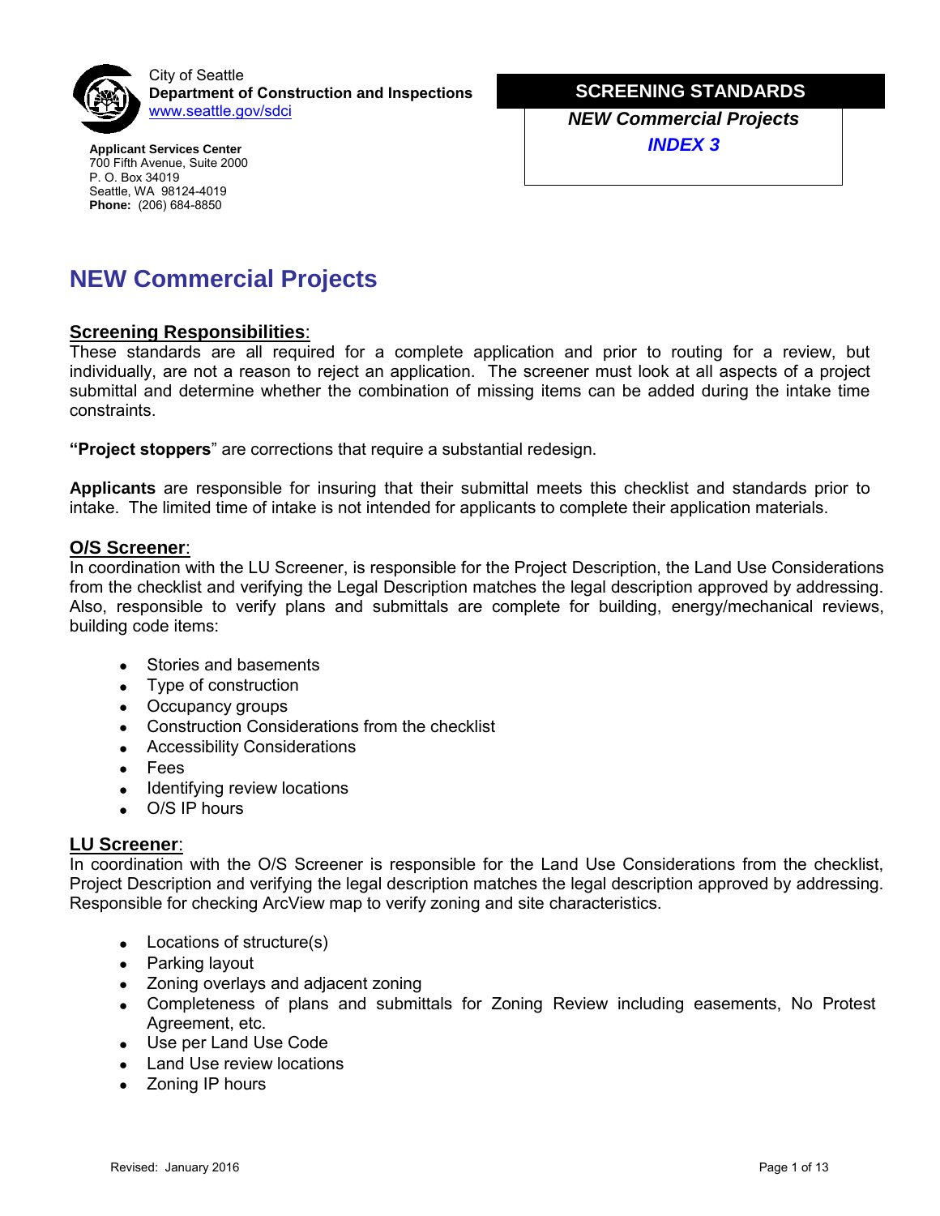City of Seattle
**Department of Construction and Inspections**
www.seattle.gov/sdci

**Applicant Services Center**
700 Fifth Avenue, Suite 2000
P. O. Box 34019
Seattle, WA 98124-4019
**Phone:** (206) 684-8850

**SCREENING STANDARDS**
***NEW Commercial Projects***
***INDEX 3***

# NEW Commercial Projects

## Screening Responsibilities:

These standards are all required for a complete application and prior to routing for a review, but individually, are not a reason to reject an application. The screener must look at all aspects of a project submittal and determine whether the combination of missing items can be added during the intake time constraints.

**"Project stoppers**" are corrections that require a substantial redesign.

**Applicants** are responsible for insuring that their submittal meets this checklist and standards prior to intake. The limited time of intake is not intended for applicants to complete their application materials.

## O/S Screener:

In coordination with the LU Screener, is responsible for the Project Description, the Land Use Considerations from the checklist and verifying the Legal Description matches the legal description approved by addressing. Also, responsible to verify plans and submittals are complete for building, energy/mechanical reviews, building code items:

- Stories and basements
- Type of construction
- Occupancy groups
- Construction Considerations from the checklist
- Accessibility Considerations
- Fees
- Identifying review locations
- O/S IP hours

## LU Screener:

In coordination with the O/S Screener is responsible for the Land Use Considerations from the checklist, Project Description and verifying the legal description matches the legal description approved by addressing. Responsible for checking ArcView map to verify zoning and site characteristics.

- Locations of structure(s)
- Parking layout
- Zoning overlays and adjacent zoning
- Completeness of plans and submittals for Zoning Review including easements, No Protest Agreement, etc.
- Use per Land Use Code
- Land Use review locations
- Zoning IP hours

Revised: January 2016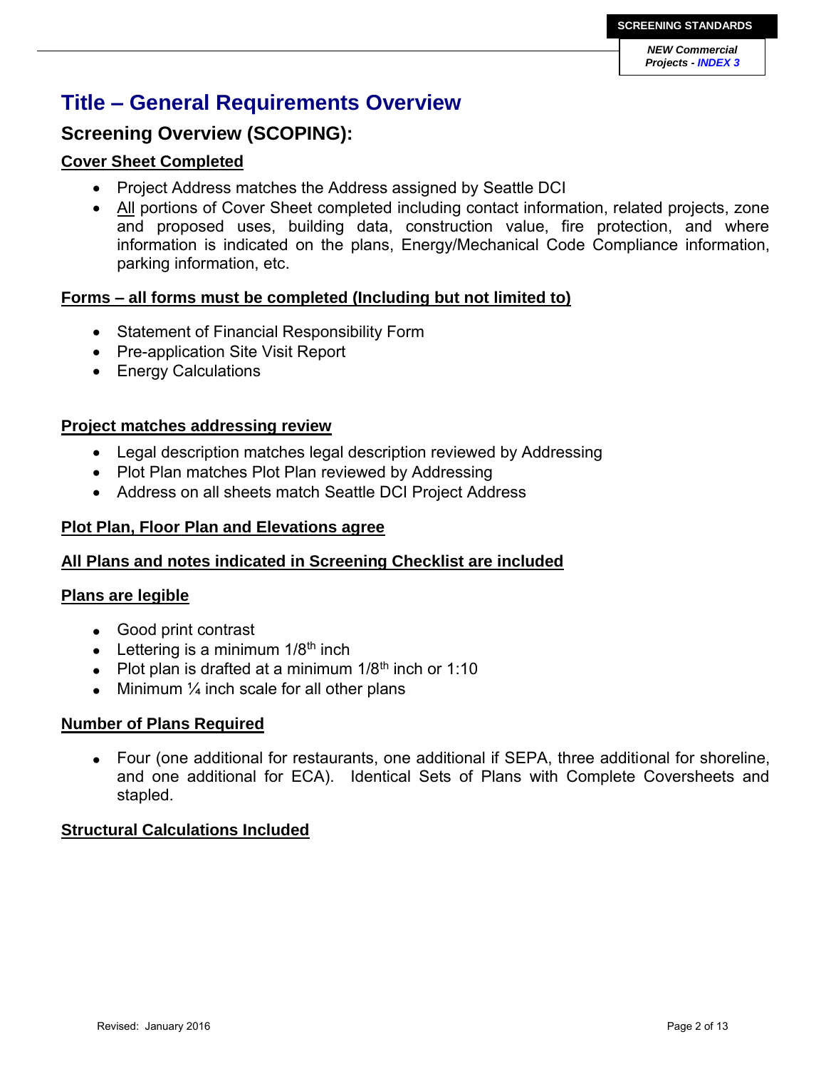# Title – General Requirements Overview

## Screening Overview (SCOPING):

### Cover Sheet Completed

- Project Address matches the Address assigned by Seattle DCI
- All portions of Cover Sheet completed including contact information, related projects, zone and proposed uses, building data, construction value, fire protection, and where information is indicated on the plans, Energy/Mechanical Code Compliance information, parking information, etc.

### Forms – all forms must be completed (Including but not limited to)

- Statement of Financial Responsibility Form
- Pre-application Site Visit Report
- Energy Calculations

### Project matches addressing review

- Legal description matches legal description reviewed by Addressing
- Plot Plan matches Plot Plan reviewed by Addressing
- Address on all sheets match Seattle DCI Project Address

### Plot Plan, Floor Plan and Elevations agree

### All Plans and notes indicated in Screening Checklist are included

### Plans are legible

- Good print contrast
- Lettering is a minimum 1/8th inch
- Plot plan is drafted at a minimum 1/8th inch or 1:10
- Minimum ¼ inch scale for all other plans

### Number of Plans Required

- Four (one additional for restaurants, one additional if SEPA, three additional for shoreline, and one additional for ECA). Identical Sets of Plans with Complete Coversheets and stapled.

### Structural Calculations Included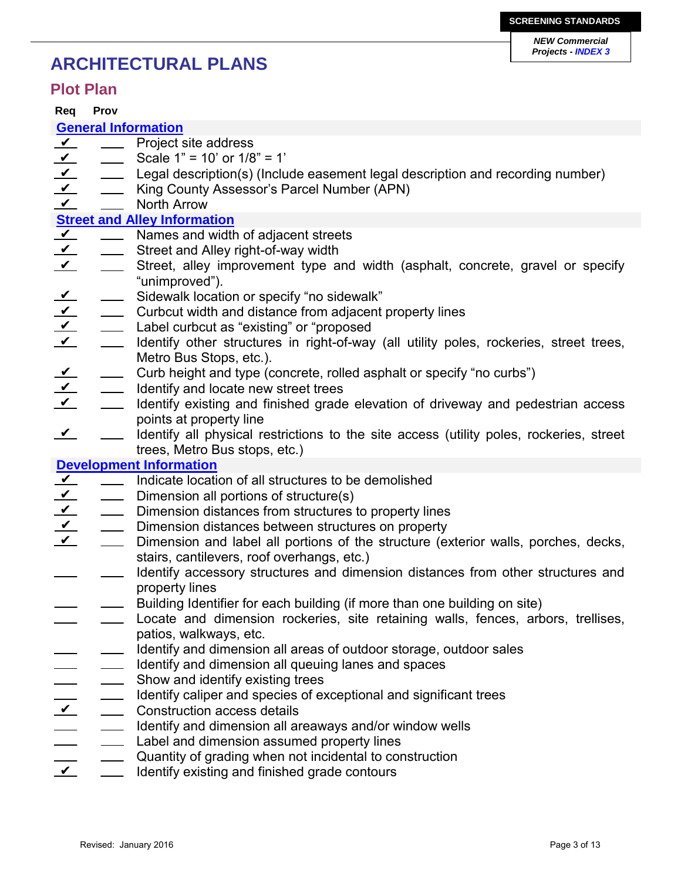**SCREENING STANDARDS**

***NEW Commercial Projects - INDEX 3***

# ARCHITECTURAL PLANS

## Plot Plan

| Req | Prov | |
|---|---|---|
| **General Information** | | |
| ✔ | | Project site address |
| ✔ | | Scale 1" = 10' or 1/8" = 1' |
| ✔ | | Legal description(s) (Include easement legal description and recording number) |
| ✔ | | King County Assessor's Parcel Number (APN) |
| ✔ | | North Arrow |
| **Street and Alley Information** | | |
| ✔ | | Names and width of adjacent streets |
| ✔ | | Street and Alley right-of-way width |
| ✔ | | Street, alley improvement type and width (asphalt, concrete, gravel or specify "unimproved"). |
| ✔ | | Sidewalk location or specify "no sidewalk" |
| ✔ | | Curbcut width and distance from adjacent property lines |
| ✔ | | Label curbcut as "existing" or "proposed |
| ✔ | | Identify other structures in right-of-way (all utility poles, rockeries, street trees, Metro Bus Stops, etc.). |
| ✔ | | Curb height and type (concrete, rolled asphalt or specify "no curbs") |
| ✔ | | Identify and locate new street trees |
| ✔ | | Identify existing and finished grade elevation of driveway and pedestrian access points at property line |
| ✔ | | Identify all physical restrictions to the site access (utility poles, rockeries, street trees, Metro Bus stops, etc.) |
| **Development Information** | | |
| ✔ | | Indicate location of all structures to be demolished |
| ✔ | | Dimension all portions of structure(s) |
| ✔ | | Dimension distances from structures to property lines |
| ✔ | | Dimension distances between structures on property |
| ✔ | | Dimension and label all portions of the structure (exterior walls, porches, decks, stairs, cantilevers, roof overhangs, etc.) |
| | | Identify accessory structures and dimension distances from other structures and property lines |
| | | Building Identifier for each building (if more than one building on site) |
| | | Locate and dimension rockeries, site retaining walls, fences, arbors, trellises, patios, walkways, etc. |
| | | Identify and dimension all areas of outdoor storage, outdoor sales |
| | | Identify and dimension all queuing lanes and spaces |
| | | Show and identify existing trees |
| | | Identify caliper and species of exceptional and significant trees |
| ✔ | | Construction access details |
| | | Identify and dimension all areaways and/or window wells |
| | | Label and dimension assumed property lines |
| | | Quantity of grading when not incidental to construction |
| ✔ | | Identify existing and finished grade contours |

Revised: January 2016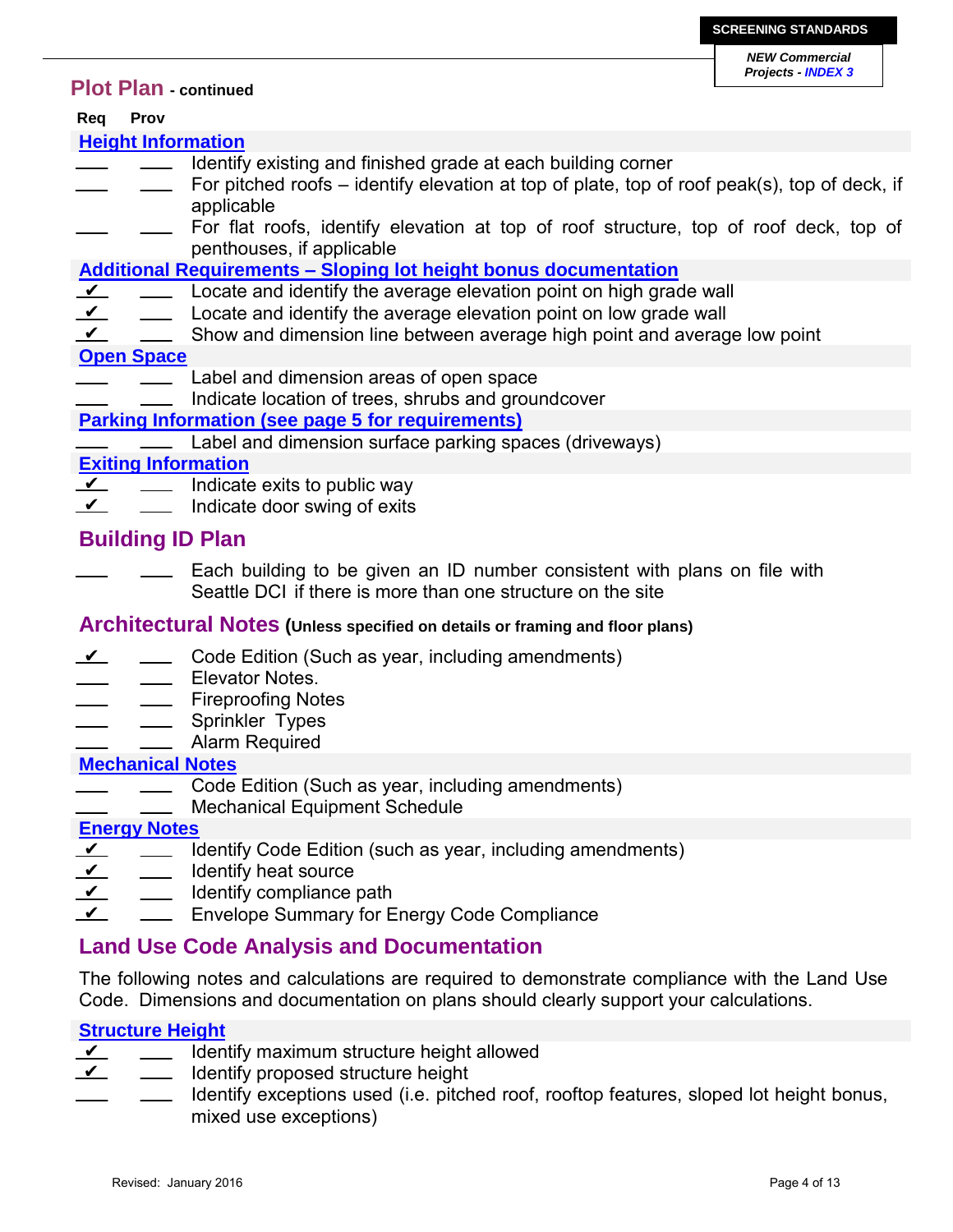**SCREENING STANDARDS**

*NEW Commercial Projects - INDEX 3*

## Plot Plan - continued

| Req | Prov | |
|---|---|---|
| | | **Height Information** |
| ___ | ___ | Identify existing and finished grade at each building corner |
| ___ | ___ | For pitched roofs – identify elevation at top of plate, top of roof peak(s), top of deck, if applicable |
| ___ | ___ | For flat roofs, identify elevation at top of roof structure, top of roof deck, top of penthouses, if applicable |
| | | **Additional Requirements – Sloping lot height bonus documentation** |
| ✔ | ___ | Locate and identify the average elevation point on high grade wall |
| ✔ | ___ | Locate and identify the average elevation point on low grade wall |
| ✔ | ___ | Show and dimension line between average high point and average low point |
| | | **Open Space** |
| ___ | ___ | Label and dimension areas of open space |
| ___ | ___ | Indicate location of trees, shrubs and groundcover |
| | | **Parking Information (see page 5 for requirements)** |
| ___ | ___ | Label and dimension surface parking spaces (driveways) |
| | | **Exiting Information** |
| ✔ | ___ | Indicate exits to public way |
| ✔ | ___ | Indicate door swing of exits |

## Building ID Plan

| Req | Prov | |
|---|---|---|
| ___ | ___ | Each building to be given an ID number consistent with plans on file with Seattle DCI if there is more than one structure on the site |

## Architectural Notes (Unless specified on details or framing and floor plans)

| Req | Prov | |
|---|---|---|
| ✔ | ___ | Code Edition (Such as year, including amendments) |
| ___ | ___ | Elevator Notes. |
| ___ | ___ | Fireproofing Notes |
| ___ | ___ | Sprinkler Types |
| ___ | ___ | Alarm Required |
| | | **Mechanical Notes** |
| ___ | ___ | Code Edition (Such as year, including amendments) |
| ___ | ___ | Mechanical Equipment Schedule |
| | | **Energy Notes** |
| ✔ | ___ | Identify Code Edition (such as year, including amendments) |
| ✔ | ___ | Identify heat source |
| ✔ | ___ | Identify compliance path |
| ✔ | ___ | Envelope Summary for Energy Code Compliance |

## Land Use Code Analysis and Documentation

The following notes and calculations are required to demonstrate compliance with the Land Use Code. Dimensions and documentation on plans should clearly support your calculations.

| Req | Prov | |
|---|---|---|
| | | **Structure Height** |
| ✔ | ___ | Identify maximum structure height allowed |
| ✔ | ___ | Identify proposed structure height |
| ___ | ___ | Identify exceptions used (i.e. pitched roof, rooftop features, sloped lot height bonus, mixed use exceptions) |

Revised: January 2016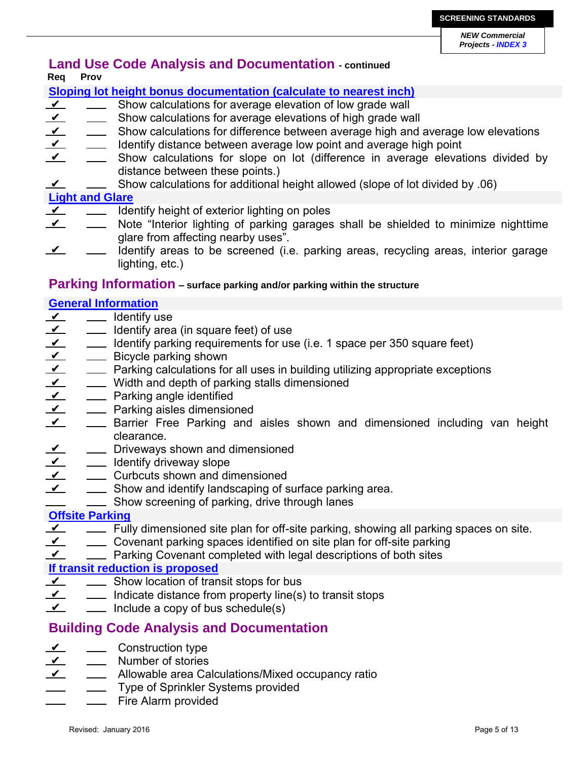## Land Use Code Analysis and Documentation - continued

| Req | Prov | |
|---|---|---|
| | | **Sloping lot height bonus documentation (calculate to nearest inch)** |
| ✔ | ___ | Show calculations for average elevation of low grade wall |
| ✔ | ___ | Show calculations for average elevations of high grade wall |
| ✔ | ___ | Show calculations for difference between average high and average low elevations |
| ✔ | ___ | Identify distance between average low point and average high point |
| ✔ | ___ | Show calculations for slope on lot (difference in average elevations divided by distance between these points.) |
| ✔ | ___ | Show calculations for additional height allowed (slope of lot divided by .06) |
| | | **Light and Glare** |
| ✔ | ___ | Identify height of exterior lighting on poles |
| ✔ | ___ | Note "Interior lighting of parking garages shall be shielded to minimize nighttime glare from affecting nearby uses". |
| ✔ | ___ | Identify areas to be screened (i.e. parking areas, recycling areas, interior garage lighting, etc.) |

## Parking Information – surface parking and/or parking within the structure

| Req | Prov | |
|---|---|---|
| | | **General Information** |
| ✔ | ___ | Identify use |
| ✔ | ___ | Identify area (in square feet) of use |
| ✔ | ___ | Identify parking requirements for use (i.e. 1 space per 350 square feet) |
| ✔ | ___ | Bicycle parking shown |
| ✔ | ___ | Parking calculations for all uses in building utilizing appropriate exceptions |
| ✔ | ___ | Width and depth of parking stalls dimensioned |
| ✔ | ___ | Parking angle identified |
| ✔ | ___ | Parking aisles dimensioned |
| ✔ | ___ | Barrier Free Parking and aisles shown and dimensioned including van height clearance. |
| ✔ | ___ | Driveways shown and dimensioned |
| ✔ | ___ | Identify driveway slope |
| ✔ | ___ | Curbcuts shown and dimensioned |
| ✔ | ___ | Show and identify landscaping of surface parking area. |
| ___ | ___ | Show screening of parking, drive through lanes |
| | | **Offsite Parking** |
| ✔ | ___ | Fully dimensioned site plan for off-site parking, showing all parking spaces on site. |
| ✔ | ___ | Covenant parking spaces identified on site plan for off-site parking |
| ✔ | ___ | Parking Covenant completed with legal descriptions of both sites |
| | | **If transit reduction is proposed** |
| ✔ | ___ | Show location of transit stops for bus |
| ✔ | ___ | Indicate distance from property line(s) to transit stops |
| ✔ | ___ | Include a copy of bus schedule(s) |

## Building Code Analysis and Documentation

| Req | Prov | |
|---|---|---|
| ✔ | ___ | Construction type |
| ✔ | ___ | Number of stories |
| ✔ | ___ | Allowable area Calculations/Mixed occupancy ratio |
| ___ | ___ | Type of Sprinkler Systems provided |
| ___ | ___ | Fire Alarm provided |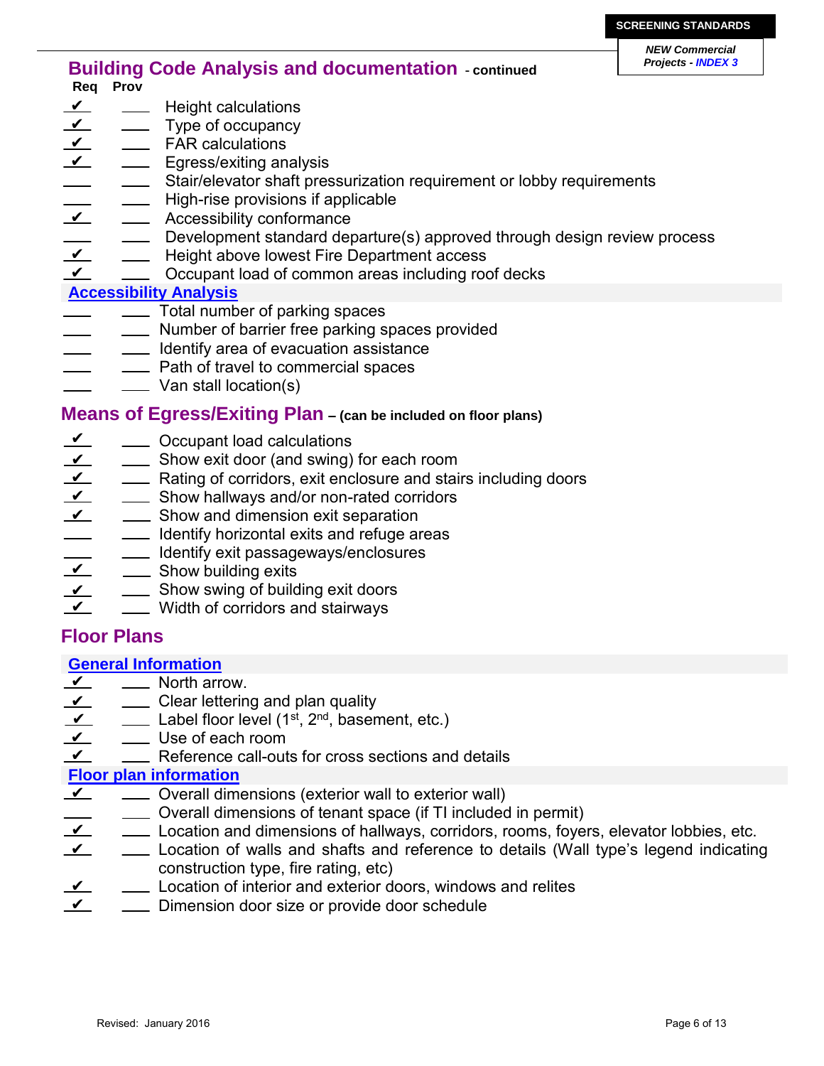## Building Code Analysis and documentation - continued

| Req | Prov | |
|---|---|---|
| ✔ | ___ | Height calculations |
| ✔ | ___ | Type of occupancy |
| ✔ | ___ | FAR calculations |
| ✔ | ___ | Egress/exiting analysis |
| ___ | ___ | Stair/elevator shaft pressurization requirement or lobby requirements |
| ___ | ___ | High-rise provisions if applicable |
| ✔ | ___ | Accessibility conformance |
| ___ | ___ | Development standard departure(s) approved through design review process |
| ✔ | ___ | Height above lowest Fire Department access |
| ✔ | ___ | Occupant load of common areas including roof decks |

### Accessibility Analysis

| Req | Prov | |
|---|---|---|
| ___ | ___ | Total number of parking spaces |
| ___ | ___ | Number of barrier free parking spaces provided |
| ___ | ___ | Identify area of evacuation assistance |
| ___ | ___ | Path of travel to commercial spaces |
| ___ | ___ | Van stall location(s) |

## Means of Egress/Exiting Plan – (can be included on floor plans)

| Req | Prov | |
|---|---|---|
| ✔ | ___ | Occupant load calculations |
| ✔ | ___ | Show exit door (and swing) for each room |
| ✔ | ___ | Rating of corridors, exit enclosure and stairs including doors |
| ✔ | ___ | Show hallways and/or non-rated corridors |
| ✔ | ___ | Show and dimension exit separation |
| ___ | ___ | Identify horizontal exits and refuge areas |
| ___ | ___ | Identify exit passageways/enclosures |
| ✔ | ___ | Show building exits |
| ✔ | ___ | Show swing of building exit doors |
| ✔ | ___ | Width of corridors and stairways |

## Floor Plans

### General Information

| Req | Prov | |
|---|---|---|
| ✔ | ___ | North arrow. |
| ✔ | ___ | Clear lettering and plan quality |
| ✔ | ___ | Label floor level (1st, 2nd, basement, etc.) |
| ✔ | ___ | Use of each room |
| ✔ | ___ | Reference call-outs for cross sections and details |

### Floor plan information

| Req | Prov | |
|---|---|---|
| ✔ | ___ | Overall dimensions (exterior wall to exterior wall) |
| ___ | ___ | Overall dimensions of tenant space (if TI included in permit) |
| ✔ | ___ | Location and dimensions of hallways, corridors, rooms, foyers, elevator lobbies, etc. |
| ✔ | ___ | Location of walls and shafts and reference to details (Wall type's legend indicating construction type, fire rating, etc) |
| ✔ | ___ | Location of interior and exterior doors, windows and relites |
| ✔ | ___ | Dimension door size or provide door schedule |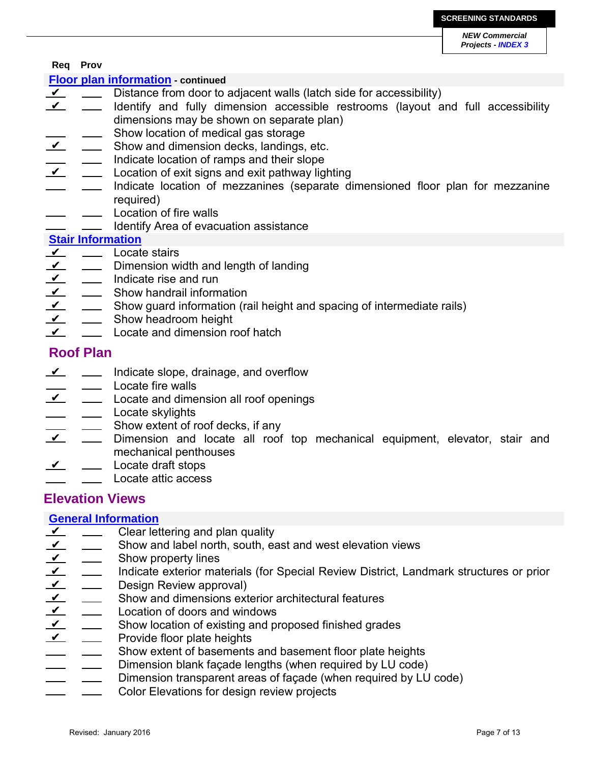| Req | Prov | |
|---|---|---|
| **Floor plan information - continued** | | |
| ✔ | | Distance from door to adjacent walls (latch side for accessibility) |
| ✔ | | Identify and fully dimension accessible restrooms (layout and full accessibility dimensions may be shown on separate plan) |
| | | Show location of medical gas storage |
| ✔ | | Show and dimension decks, landings, etc. |
| | | Indicate location of ramps and their slope |
| ✔ | | Location of exit signs and exit pathway lighting |
| | | Indicate location of mezzanines (separate dimensioned floor plan for mezzanine required) |
| | | Location of fire walls |
| | | Identify Area of evacuation assistance |
| **Stair Information** | | |
| ✔ | | Locate stairs |
| ✔ | | Dimension width and length of landing |
| ✔ | | Indicate rise and run |
| ✔ | | Show handrail information |
| ✔ | | Show guard information (rail height and spacing of intermediate rails) |
| ✔ | | Show headroom height |
| ✔ | | Locate and dimension roof hatch |

## Roof Plan

| Req | Prov | |
|---|---|---|
| ✔ | | Indicate slope, drainage, and overflow |
| | | Locate fire walls |
| ✔ | | Locate and dimension all roof openings |
| | | Locate skylights |
| | | Show extent of roof decks, if any |
| ✔ | | Dimension and locate all roof top mechanical equipment, elevator, stair and mechanical penthouses |
| ✔ | | Locate draft stops |
| | | Locate attic access |

## Elevation Views

| Req | Prov | |
|---|---|---|
| **General Information** | | |
| ✔ | | Clear lettering and plan quality |
| ✔ | | Show and label north, south, east and west elevation views |
| ✔ | | Show property lines |
| ✔ | | Indicate exterior materials (for Special Review District, Landmark structures or prior Design Review approval) |
| ✔ | | |
| ✔ | | Show and dimensions exterior architectural features |
| ✔ | | Location of doors and windows |
| ✔ | | Show location of existing and proposed finished grades |
| ✔ | | Provide floor plate heights |
| | | Show extent of basements and basement floor plate heights |
| | | Dimension blank façade lengths (when required by LU code) |
| | | Dimension transparent areas of façade (when required by LU code) |
| | | Color Elevations for design review projects |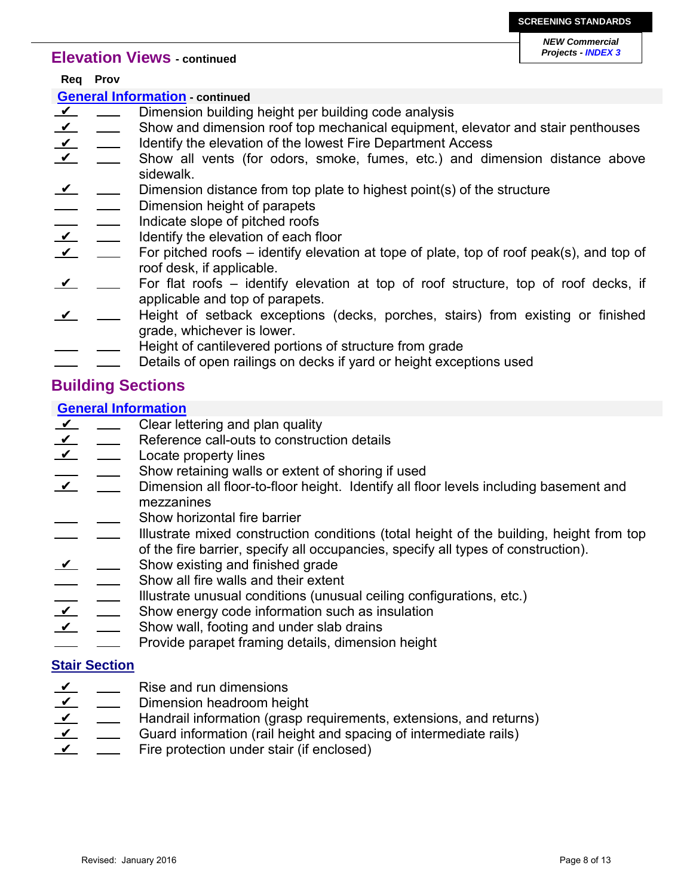## Elevation Views - continued

| Req | Prov | |
|---|---|---|
| **General Information** - continued | | |
| ✔ | | Dimension building height per building code analysis |
| ✔ | | Show and dimension roof top mechanical equipment, elevator and stair penthouses |
| ✔ | | Identify the elevation of the lowest Fire Department Access |
| ✔ | | Show all vents (for odors, smoke, fumes, etc.) and dimension distance above sidewalk. |
| ✔ | | Dimension distance from top plate to highest point(s) of the structure |
| | | Dimension height of parapets |
| | | Indicate slope of pitched roofs |
| ✔ | | Identify the elevation of each floor |
| ✔ | | For pitched roofs – identify elevation at tope of plate, top of roof peak(s), and top of roof desk, if applicable. |
| ✔ | | For flat roofs – identify elevation at top of roof structure, top of roof decks, if applicable and top of parapets. |
| ✔ | | Height of setback exceptions (decks, porches, stairs) from existing or finished grade, whichever is lower. |
| | | Height of cantilevered portions of structure from grade |
| | | Details of open railings on decks if yard or height exceptions used |

## Building Sections

| Req | Prov | |
|---|---|---|
| **General Information** | | |
| ✔ | | Clear lettering and plan quality |
| ✔ | | Reference call-outs to construction details |
| ✔ | | Locate property lines |
| | | Show retaining walls or extent of shoring if used |
| ✔ | | Dimension all floor-to-floor height. Identify all floor levels including basement and mezzanines |
| | | Show horizontal fire barrier |
| | | Illustrate mixed construction conditions (total height of the building, height from top of the fire barrier, specify all occupancies, specify all types of construction). |
| ✔ | | Show existing and finished grade |
| | | Show all fire walls and their extent |
| | | Illustrate unusual conditions (unusual ceiling configurations, etc.) |
| ✔ | | Show energy code information such as insulation |
| ✔ | | Show wall, footing and under slab drains |
| | | Provide parapet framing details, dimension height |

### Stair Section

| Req | Prov | |
|---|---|---|
| ✔ | | Rise and run dimensions |
| ✔ | | Dimension headroom height |
| ✔ | | Handrail information (grasp requirements, extensions, and returns) |
| ✔ | | Guard information (rail height and spacing of intermediate rails) |
| ✔ | | Fire protection under stair (if enclosed) |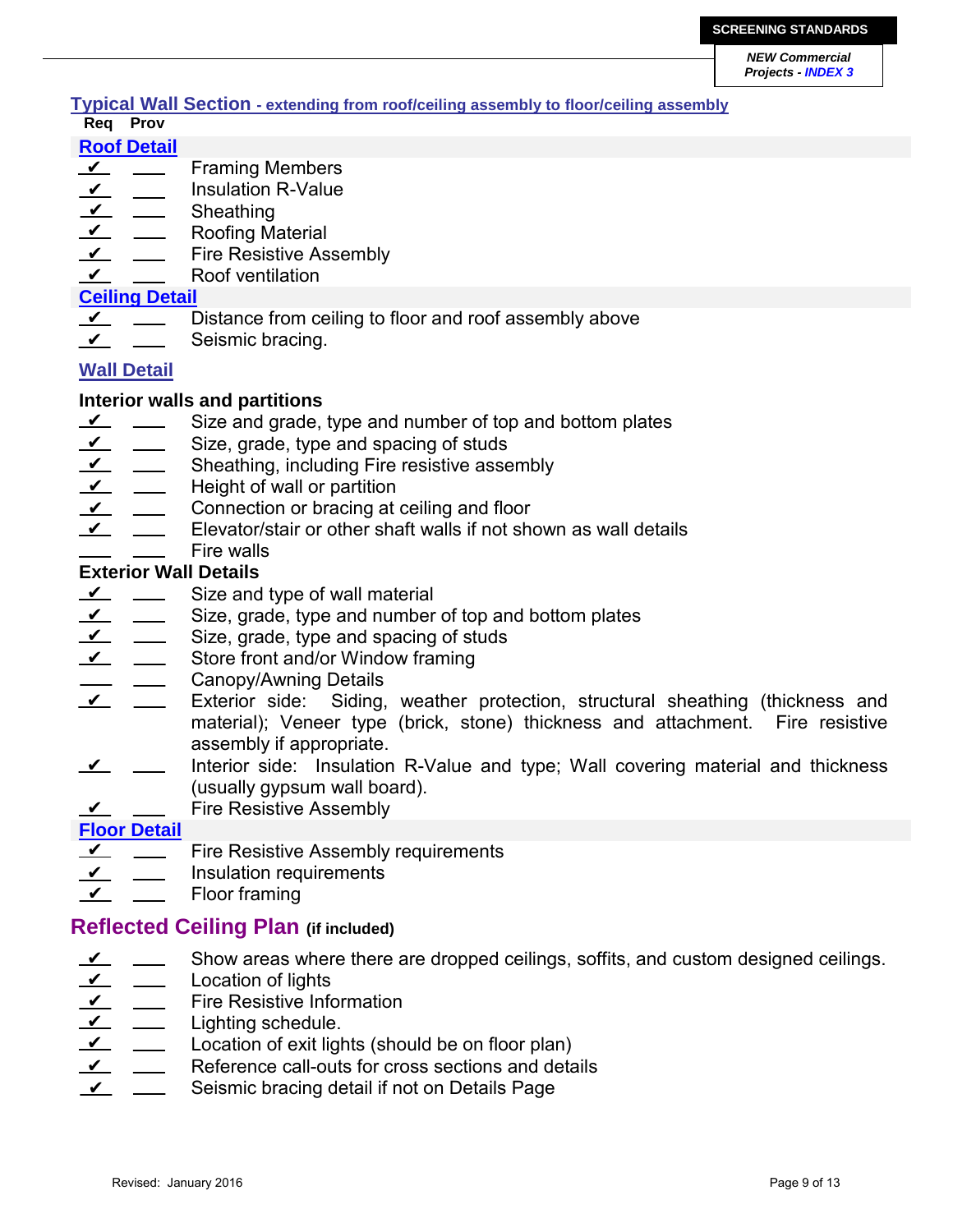## Typical Wall Section - extending from roof/ceiling assembly to floor/ceiling assembly

| Req | Prov | |
|---|---|---|
| **Roof Detail** | | |
| ✔ | | Framing Members |
| ✔ | | Insulation R-Value |
| ✔ | | Sheathing |
| ✔ | | Roofing Material |
| ✔ | | Fire Resistive Assembly |
| ✔ | | Roof ventilation |
| **Ceiling Detail** | | |
| ✔ | | Distance from ceiling to floor and roof assembly above |
| ✔ | | Seismic bracing. |
| **Wall Detail** | | |
| **Interior walls and partitions** | | |
| ✔ | | Size and grade, type and number of top and bottom plates |
| ✔ | | Size, grade, type and spacing of studs |
| ✔ | | Sheathing, including Fire resistive assembly |
| ✔ | | Height of wall or partition |
| ✔ | | Connection or bracing at ceiling and floor |
| ✔ | | Elevator/stair or other shaft walls if not shown as wall details |
| | | Fire walls |
| **Exterior Wall Details** | | |
| ✔ | | Size and type of wall material |
| ✔ | | Size, grade, type and number of top and bottom plates |
| ✔ | | Size, grade, type and spacing of studs |
| ✔ | | Store front and/or Window framing |
| | | Canopy/Awning Details |
| ✔ | | Exterior side: Siding, weather protection, structural sheathing (thickness and material); Veneer type (brick, stone) thickness and attachment. Fire resistive assembly if appropriate. |
| ✔ | | Interior side: Insulation R-Value and type; Wall covering material and thickness (usually gypsum wall board). |
| ✔ | | Fire Resistive Assembly |
| **Floor Detail** | | |
| ✔ | | Fire Resistive Assembly requirements |
| ✔ | | Insulation requirements |
| ✔ | | Floor framing |

## Reflected Ceiling Plan (if included)

| Req | Prov | |
|---|---|---|
| ✔ | | Show areas where there are dropped ceilings, soffits, and custom designed ceilings. |
| ✔ | | Location of lights |
| ✔ | | Fire Resistive Information |
| ✔ | | Lighting schedule. |
| ✔ | | Location of exit lights (should be on floor plan) |
| ✔ | | Reference call-outs for cross sections and details |
| ✔ | | Seismic bracing detail if not on Details Page |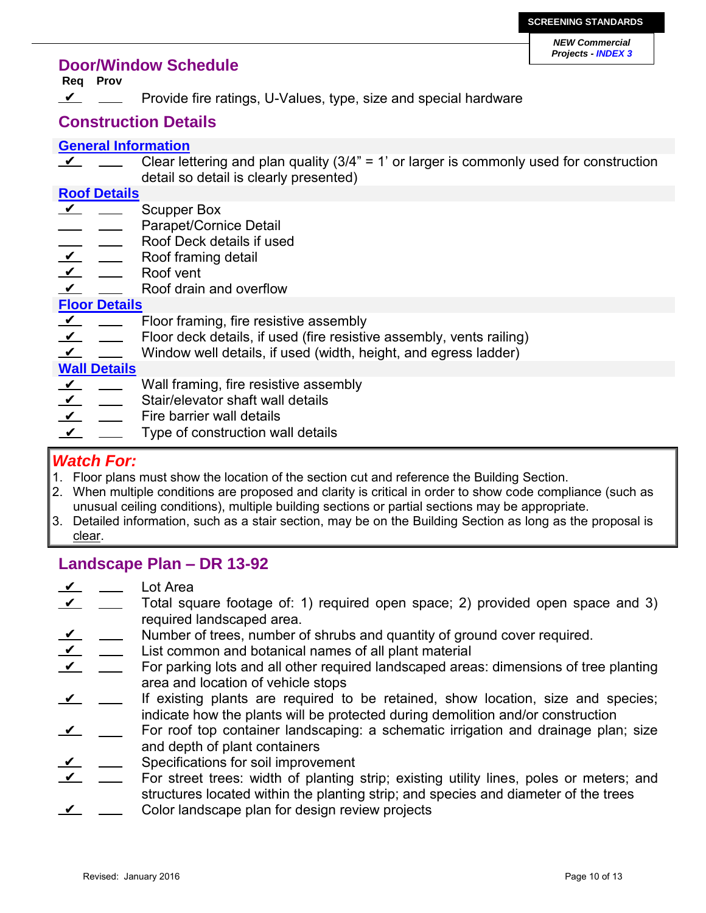## Door/Window Schedule

| Req | Prov | |
|---|---|---|
| ✔ | ___ | Provide fire ratings, U-Values, type, size and special hardware |

## Construction Details

### General Information

| Req | Prov | |
|---|---|---|
| ✔ | ___ | Clear lettering and plan quality (3/4" = 1' or larger is commonly used for construction detail so detail is clearly presented) |

### Roof Details

| Req | Prov | |
|---|---|---|
| ✔ | ___ | Scupper Box |
| ___ | ___ | Parapet/Cornice Detail |
| ___ | ___ | Roof Deck details if used |
| ✔ | ___ | Roof framing detail |
| ✔ | ___ | Roof vent |
| ✔ | ___ | Roof drain and overflow |

### Floor Details

| Req | Prov | |
|---|---|---|
| ✔ | ___ | Floor framing, fire resistive assembly |
| ✔ | ___ | Floor deck details, if used (fire resistive assembly, vents railing) |
| ✔ | ___ | Window well details, if used (width, height, and egress ladder) |

### Wall Details

| Req | Prov | |
|---|---|---|
| ✔ | ___ | Wall framing, fire resistive assembly |
| ✔ | ___ | Stair/elevator shaft wall details |
| ✔ | ___ | Fire barrier wall details |
| ✔ | ___ | Type of construction wall details |

> ***Watch For:***
> 1. Floor plans must show the location of the section cut and reference the Building Section.
> 2. When multiple conditions are proposed and clarity is critical in order to show code compliance (such as unusual ceiling conditions), multiple building sections or partial sections may be appropriate.
> 3. Detailed information, such as a stair section, may be on the Building Section as long as the proposal is clear.

## Landscape Plan – DR 13-92

| Req | Prov | |
|---|---|---|
| ✔ | ___ | Lot Area |
| ✔ | ___ | Total square footage of: 1) required open space; 2) provided open space and 3) required landscaped area. |
| ✔ | ___ | Number of trees, number of shrubs and quantity of ground cover required. |
| ✔ | ___ | List common and botanical names of all plant material |
| ✔ | ___ | For parking lots and all other required landscaped areas: dimensions of tree planting area and location of vehicle stops |
| ✔ | ___ | If existing plants are required to be retained, show location, size and species; indicate how the plants will be protected during demolition and/or construction |
| ✔ | ___ | For roof top container landscaping: a schematic irrigation and drainage plan; size and depth of plant containers |
| ✔ | ___ | Specifications for soil improvement |
| ✔ | ___ | For street trees: width of planting strip; existing utility lines, poles or meters; and structures located within the planting strip; and species and diameter of the trees |
| ✔ | ___ | Color landscape plan for design review projects |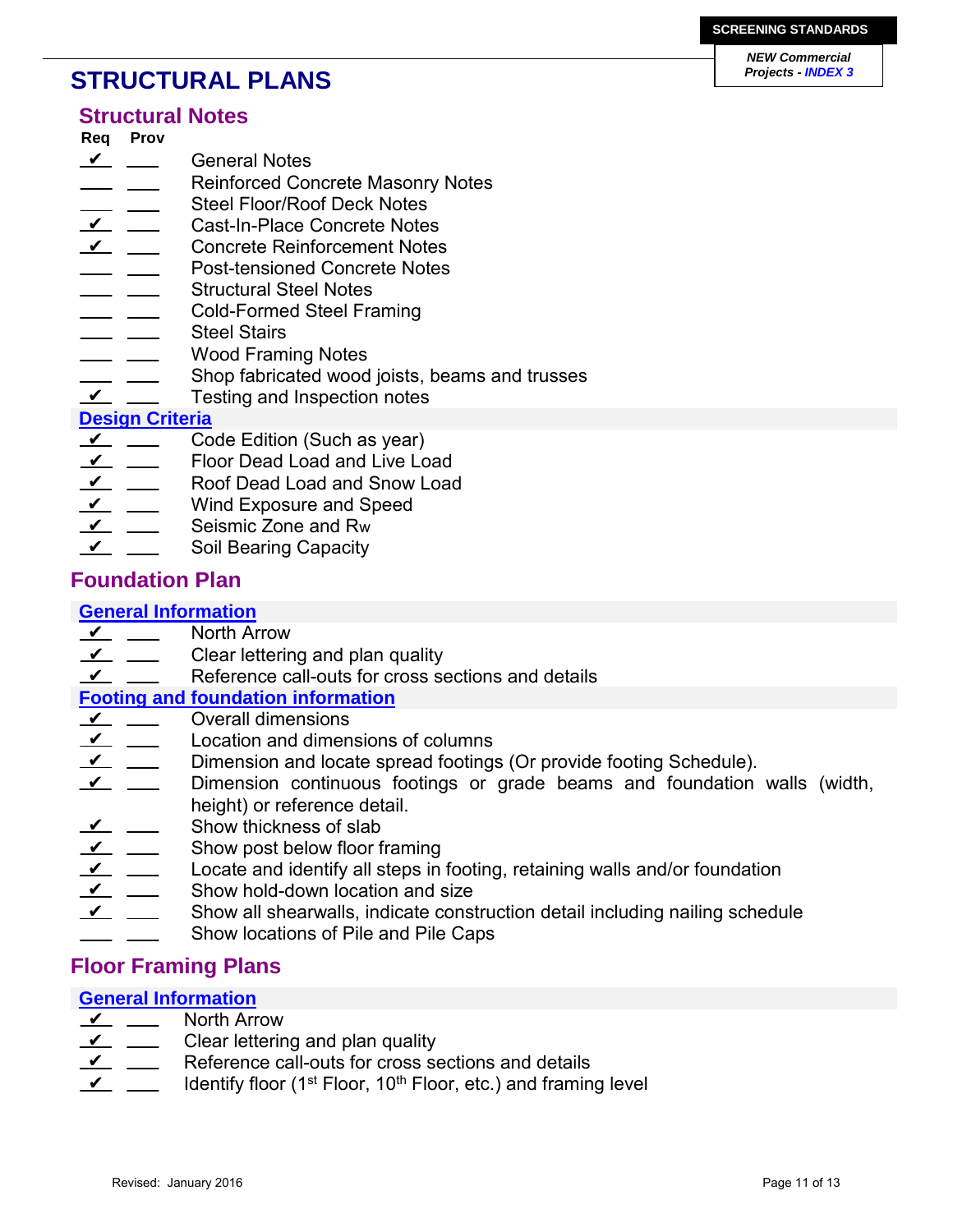**SCREENING STANDARDS**

***NEW Commercial Projects - INDEX 3***

# STRUCTURAL PLANS

## Structural Notes

| Req | Prov | |
|---|---|---|
| ✔ | | General Notes |
| | | Reinforced Concrete Masonry Notes |
| | | Steel Floor/Roof Deck Notes |
| ✔ | | Cast-In-Place Concrete Notes |
| ✔ | | Concrete Reinforcement Notes |
| | | Post-tensioned Concrete Notes |
| | | Structural Steel Notes |
| | | Cold-Formed Steel Framing |
| | | Steel Stairs |
| | | Wood Framing Notes |
| | | Shop fabricated wood joists, beams and trusses |
| ✔ | | Testing and Inspection notes |

### Design Criteria

| Req | Prov | |
|---|---|---|
| ✔ | | Code Edition (Such as year) |
| ✔ | | Floor Dead Load and Live Load |
| ✔ | | Roof Dead Load and Snow Load |
| ✔ | | Wind Exposure and Speed |
| ✔ | | Seismic Zone and $R_w$ |
| ✔ | | Soil Bearing Capacity |

## Foundation Plan

### General Information

| Req | Prov | |
|---|---|---|
| ✔ | | North Arrow |
| ✔ | | Clear lettering and plan quality |
| ✔ | | Reference call-outs for cross sections and details |

### Footing and foundation information

| Req | Prov | |
|---|---|---|
| ✔ | | Overall dimensions |
| ✔ | | Location and dimensions of columns |
| ✔ | | Dimension and locate spread footings (Or provide footing Schedule). |
| ✔ | | Dimension continuous footings or grade beams and foundation walls (width, height) or reference detail. |
| ✔ | | Show thickness of slab |
| ✔ | | Show post below floor framing |
| ✔ | | Locate and identify all steps in footing, retaining walls and/or foundation |
| ✔ | | Show hold-down location and size |
| ✔ | | Show all shearwalls, indicate construction detail including nailing schedule |
| | | Show locations of Pile and Pile Caps |

## Floor Framing Plans

### General Information

| Req | Prov | |
|---|---|---|
| ✔ | | North Arrow |
| ✔ | | Clear lettering and plan quality |
| ✔ | | Reference call-outs for cross sections and details |
| ✔ | | Identify floor (1st Floor, 10th Floor, etc.) and framing level |

Revised: January 2016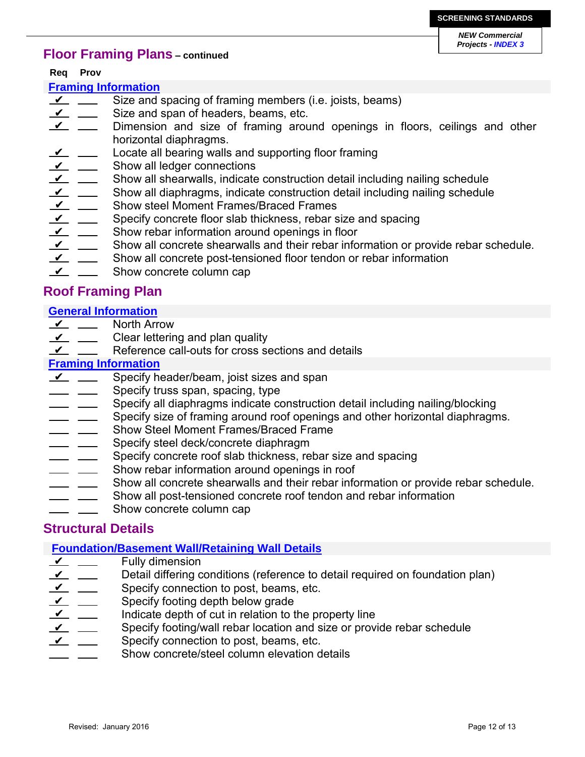## Floor Framing Plans – continued

| Req | Prov | |
|---|---|---|
| | | **Framing Information** |
| ✔ | | Size and spacing of framing members (i.e. joists, beams) |
| ✔ | | Size and span of headers, beams, etc. |
| ✔ | | Dimension and size of framing around openings in floors, ceilings and other horizontal diaphragms. |
| ✔ | | Locate all bearing walls and supporting floor framing |
| ✔ | | Show all ledger connections |
| ✔ | | Show all shearwalls, indicate construction detail including nailing schedule |
| ✔ | | Show all diaphragms, indicate construction detail including nailing schedule |
| ✔ | | Show steel Moment Frames/Braced Frames |
| ✔ | | Specify concrete floor slab thickness, rebar size and spacing |
| ✔ | | Show rebar information around openings in floor |
| ✔ | | Show all concrete shearwalls and their rebar information or provide rebar schedule. |
| ✔ | | Show all concrete post-tensioned floor tendon or rebar information |
| ✔ | | Show concrete column cap |

## Roof Framing Plan

| Req | Prov | |
|---|---|---|
| | | **General Information** |
| ✔ | | North Arrow |
| ✔ | | Clear lettering and plan quality |
| ✔ | | Reference call-outs for cross sections and details |
| | | **Framing Information** |
| ✔ | | Specify header/beam, joist sizes and span |
| | | Specify truss span, spacing, type |
| | | Specify all diaphragms indicate construction detail including nailing/blocking |
| | | Specify size of framing around roof openings and other horizontal diaphragms. |
| | | Show Steel Moment Frames/Braced Frame |
| | | Specify steel deck/concrete diaphragm |
| | | Specify concrete roof slab thickness, rebar size and spacing |
| | | Show rebar information around openings in roof |
| | | Show all concrete shearwalls and their rebar information or provide rebar schedule. |
| | | Show all post-tensioned concrete roof tendon and rebar information |
| | | Show concrete column cap |

## Structural Details

| Req | Prov | |
|---|---|---|
| | | **Foundation/Basement Wall/Retaining Wall Details** |
| ✔ | | Fully dimension |
| ✔ | | Detail differing conditions (reference to detail required on foundation plan) |
| ✔ | | Specify connection to post, beams, etc. |
| ✔ | | Specify footing depth below grade |
| ✔ | | Indicate depth of cut in relation to the property line |
| ✔ | | Specify footing/wall rebar location and size or provide rebar schedule |
| ✔ | | Specify connection to post, beams, etc. |
| | | Show concrete/steel column elevation details |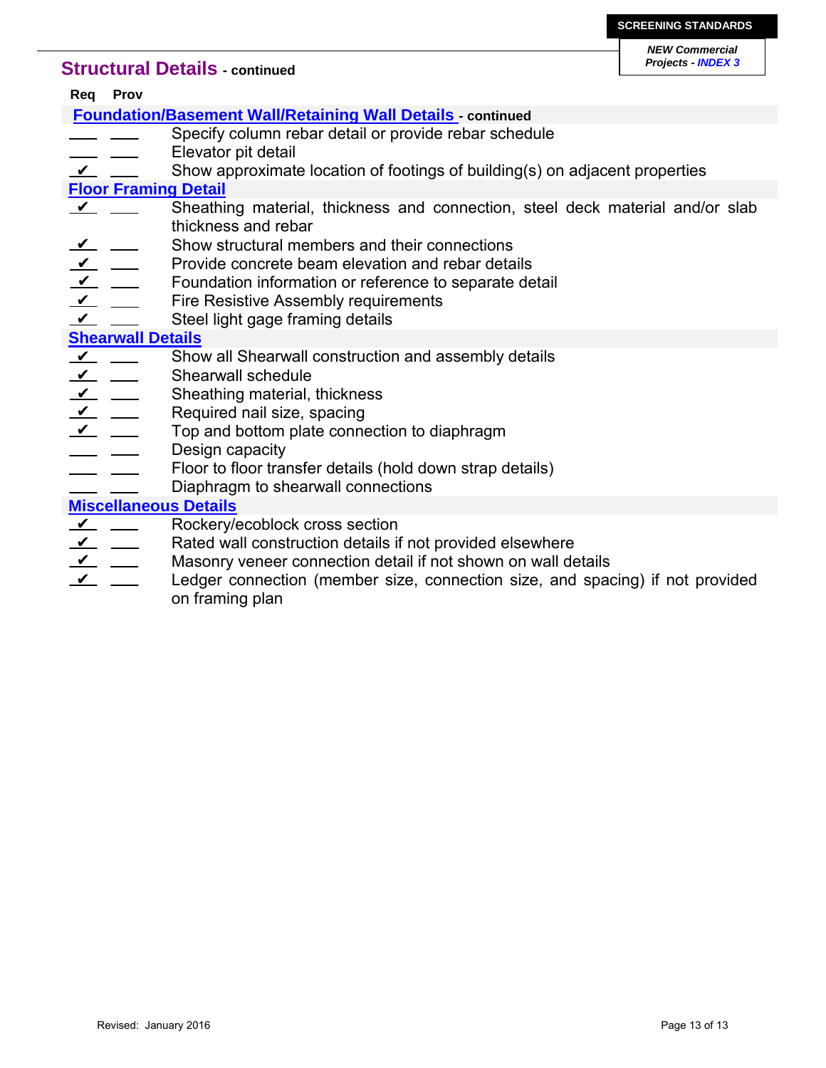SCREENING STANDARDS

*NEW Commercial Projects - INDEX 3*

## Structural Details - continued

| Req | Prov | |
|---|---|---|
| | | **Foundation/Basement Wall/Retaining Wall Details - continued** |
| ___ | ___ | Specify column rebar detail or provide rebar schedule |
| ___ | ___ | Elevator pit detail |
| ✔ | ___ | Show approximate location of footings of building(s) on adjacent properties |
| | | **Floor Framing Detail** |
| ✔ | ___ | Sheathing material, thickness and connection, steel deck material and/or slab thickness and rebar |
| ✔ | ___ | Show structural members and their connections |
| ✔ | ___ | Provide concrete beam elevation and rebar details |
| ✔ | ___ | Foundation information or reference to separate detail |
| ✔ | ___ | Fire Resistive Assembly requirements |
| ✔ | ___ | Steel light gage framing details |
| | | **Shearwall Details** |
| ✔ | ___ | Show all Shearwall construction and assembly details |
| ✔ | ___ | Shearwall schedule |
| ✔ | ___ | Sheathing material, thickness |
| ✔ | ___ | Required nail size, spacing |
| ✔ | ___ | Top and bottom plate connection to diaphragm |
| ___ | ___ | Design capacity |
| ___ | ___ | Floor to floor transfer details (hold down strap details) |
| ___ | ___ | Diaphragm to shearwall connections |
| | | **Miscellaneous Details** |
| ✔ | ___ | Rockery/ecoblock cross section |
| ✔ | ___ | Rated wall construction details if not provided elsewhere |
| ✔ | ___ | Masonry veneer connection detail if not shown on wall details |
| ✔ | ___ | Ledger connection (member size, connection size, and spacing) if not provided on framing plan |

Revised: January 2016